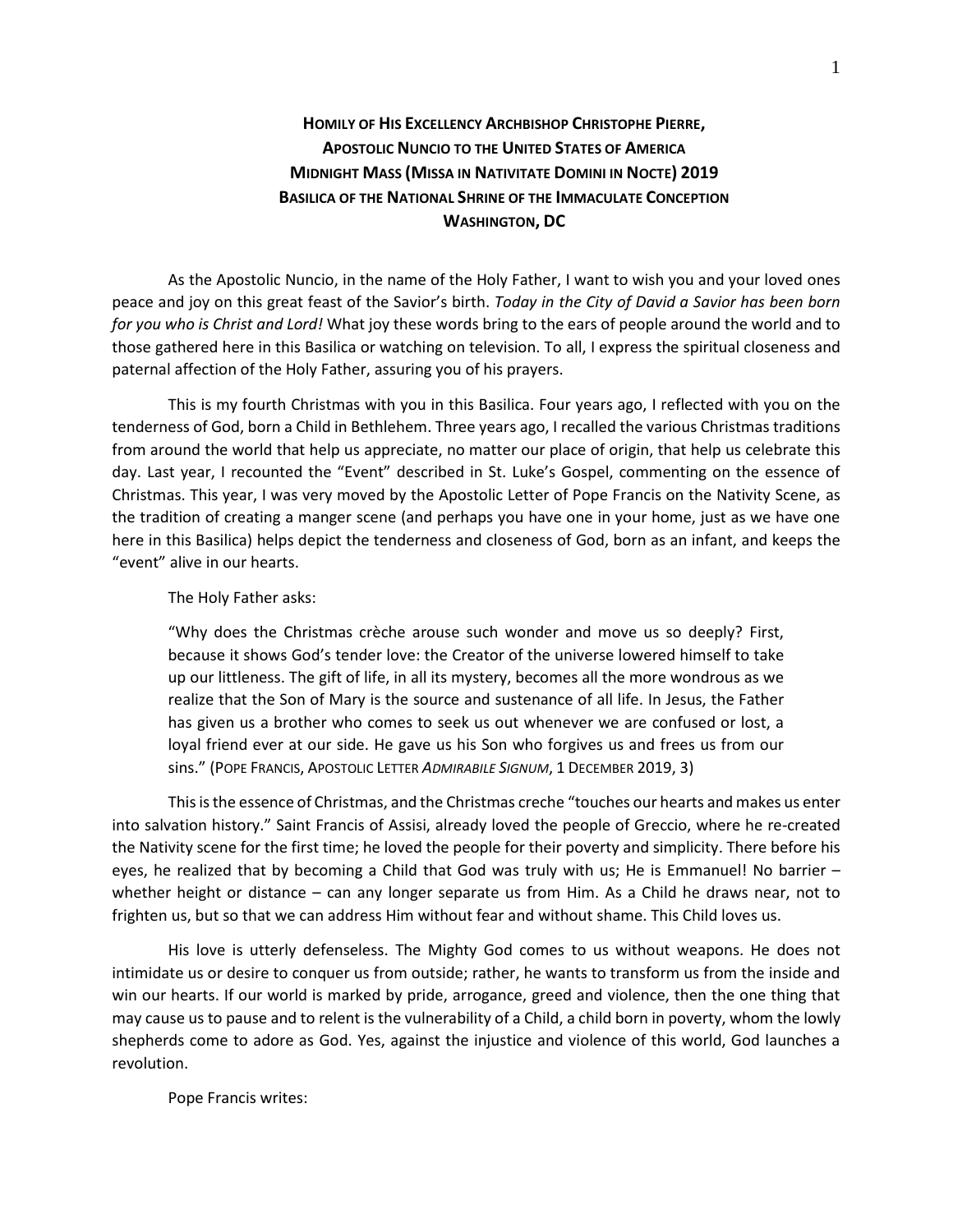**HOMILY OF HIS EXCELLENCY ARCHBISHOP CHRISTOPHE PIERRE,**
**APOSTOLIC NUNCIO TO THE UNITED STATES OF AMERICA**
**MIDNIGHT MASS (MISSA IN NATIVITATE DOMINI IN NOCTE) 2019**
**BASILICA OF THE NATIONAL SHRINE OF THE IMMACULATE CONCEPTION**
**WASHINGTON, DC**

As the Apostolic Nuncio, in the name of the Holy Father, I want to wish you and your loved ones peace and joy on this great feast of the Savior's birth. *Today in the City of David a Savior has been born for you who is Christ and Lord!* What joy these words bring to the ears of people around the world and to those gathered here in this Basilica or watching on television. To all, I express the spiritual closeness and paternal affection of the Holy Father, assuring you of his prayers.

This is my fourth Christmas with you in this Basilica. Four years ago, I reflected with you on the tenderness of God, born a Child in Bethlehem. Three years ago, I recalled the various Christmas traditions from around the world that help us appreciate, no matter our place of origin, that help us celebrate this day. Last year, I recounted the "Event" described in St. Luke's Gospel, commenting on the essence of Christmas. This year, I was very moved by the Apostolic Letter of Pope Francis on the Nativity Scene, as the tradition of creating a manger scene (and perhaps you have one in your home, just as we have one here in this Basilica) helps depict the tenderness and closeness of God, born as an infant, and keeps the "event" alive in our hearts.

The Holy Father asks:

> "Why does the Christmas crèche arouse such wonder and move us so deeply? First, because it shows God's tender love: the Creator of the universe lowered himself to take up our littleness. The gift of life, in all its mystery, becomes all the more wondrous as we realize that the Son of Mary is the source and sustenance of all life. In Jesus, the Father has given us a brother who comes to seek us out whenever we are confused or lost, a loyal friend ever at our side. He gave us his Son who forgives us and frees us from our sins." (POPE FRANCIS, APOSTOLIC LETTER *ADMIRABILE SIGNUM*, 1 DECEMBER 2019, 3)

This is the essence of Christmas, and the Christmas creche "touches our hearts and makes us enter into salvation history." Saint Francis of Assisi, already loved the people of Greccio, where he re-created the Nativity scene for the first time; he loved the people for their poverty and simplicity. There before his eyes, he realized that by becoming a Child that God was truly with us; He is Emmanuel! No barrier – whether height or distance – can any longer separate us from Him. As a Child he draws near, not to frighten us, but so that we can address Him without fear and without shame. This Child loves us.

His love is utterly defenseless. The Mighty God comes to us without weapons. He does not intimidate us or desire to conquer us from outside; rather, he wants to transform us from the inside and win our hearts. If our world is marked by pride, arrogance, greed and violence, then the one thing that may cause us to pause and to relent is the vulnerability of a Child, a child born in poverty, whom the lowly shepherds come to adore as God. Yes, against the injustice and violence of this world, God launches a revolution.

Pope Francis writes: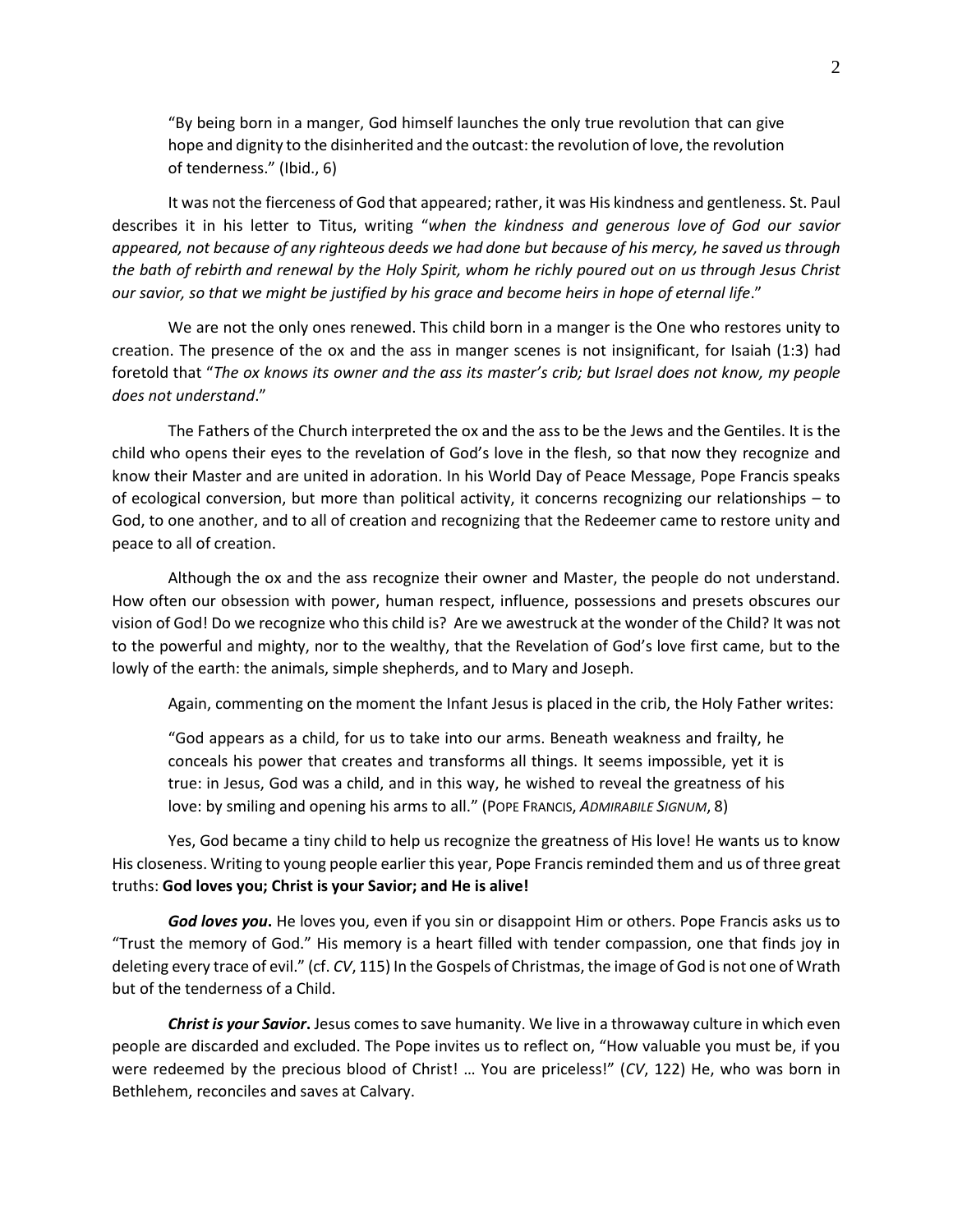> "By being born in a manger, God himself launches the only true revolution that can give hope and dignity to the disinherited and the outcast: the revolution of love, the revolution of tenderness." (Ibid., 6)

It was not the fierceness of God that appeared; rather, it was His kindness and gentleness. St. Paul describes it in his letter to Titus, writing "*when the kindness and generous love of God our savior appeared, not because of any righteous deeds we had done but because of his mercy, he saved us through the bath of rebirth and renewal by the Holy Spirit, whom he richly poured out on us through Jesus Christ our savior, so that we might be justified by his grace and become heirs in hope of eternal life*."

We are not the only ones renewed. This child born in a manger is the One who restores unity to creation. The presence of the ox and the ass in manger scenes is not insignificant, for Isaiah (1:3) had foretold that "*The ox knows its owner and the ass its master's crib; but Israel does not know, my people does not understand*."

The Fathers of the Church interpreted the ox and the ass to be the Jews and the Gentiles. It is the child who opens their eyes to the revelation of God's love in the flesh, so that now they recognize and know their Master and are united in adoration. In his World Day of Peace Message, Pope Francis speaks of ecological conversion, but more than political activity, it concerns recognizing our relationships – to God, to one another, and to all of creation and recognizing that the Redeemer came to restore unity and peace to all of creation.

Although the ox and the ass recognize their owner and Master, the people do not understand. How often our obsession with power, human respect, influence, possessions and presets obscures our vision of God! Do we recognize who this child is? Are we awestruck at the wonder of the Child? It was not to the powerful and mighty, nor to the wealthy, that the Revelation of God's love first came, but to the lowly of the earth: the animals, simple shepherds, and to Mary and Joseph.

Again, commenting on the moment the Infant Jesus is placed in the crib, the Holy Father writes:

> "God appears as a child, for us to take into our arms. Beneath weakness and frailty, he conceals his power that creates and transforms all things. It seems impossible, yet it is true: in Jesus, God was a child, and in this way, he wished to reveal the greatness of his love: by smiling and opening his arms to all." (POPE FRANCIS, *ADMIRABILE SIGNUM*, 8)

Yes, God became a tiny child to help us recognize the greatness of His love! He wants us to know His closeness. Writing to young people earlier this year, Pope Francis reminded them and us of three great truths: **God loves you; Christ is your Savior; and He is alive!**

***God loves you*.** He loves you, even if you sin or disappoint Him or others. Pope Francis asks us to "Trust the memory of God." His memory is a heart filled with tender compassion, one that finds joy in deleting every trace of evil." (cf. *CV*, 115) In the Gospels of Christmas, the image of God is not one of Wrath but of the tenderness of a Child.

***Christ is your Savior*.** Jesus comes to save humanity. We live in a throwaway culture in which even people are discarded and excluded. The Pope invites us to reflect on, "How valuable you must be, if you were redeemed by the precious blood of Christ! … You are priceless!" (*CV*, 122) He, who was born in Bethlehem, reconciles and saves at Calvary.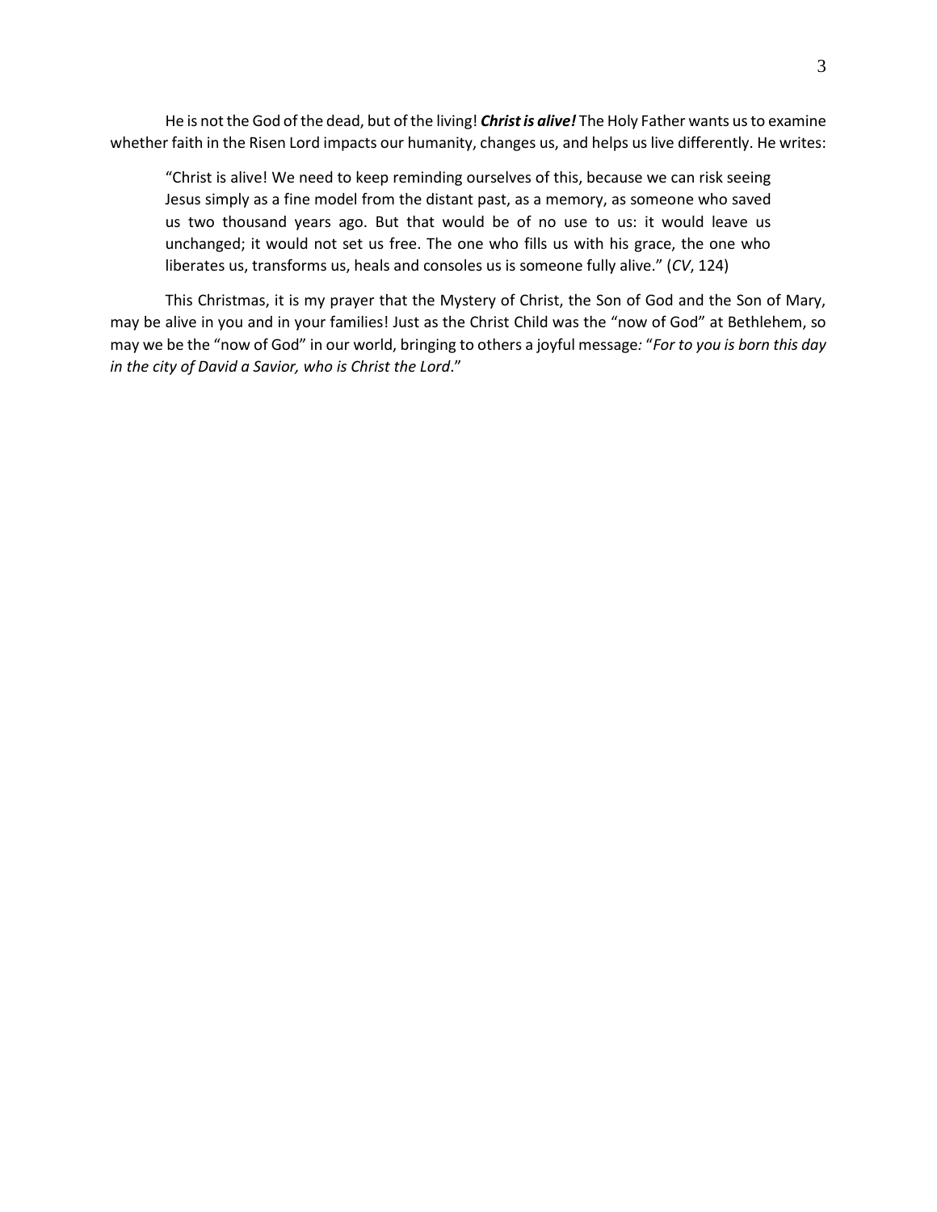He is not the God of the dead, but of the living! ***Christ is alive!*** The Holy Father wants us to examine whether faith in the Risen Lord impacts our humanity, changes us, and helps us live differently. He writes:

> "Christ is alive! We need to keep reminding ourselves of this, because we can risk seeing Jesus simply as a fine model from the distant past, as a memory, as someone who saved us two thousand years ago. But that would be of no use to us: it would leave us unchanged; it would not set us free. The one who fills us with his grace, the one who liberates us, transforms us, heals and consoles us is someone fully alive." (*CV*, 124)

This Christmas, it is my prayer that the Mystery of Christ, the Son of God and the Son of Mary, may be alive in you and in your families! Just as the Christ Child was the "now of God" at Bethlehem, so may we be the "now of God" in our world, bringing to others a joyful message: "*For to you is born this day in the city of David a Savior, who is Christ the Lord*."